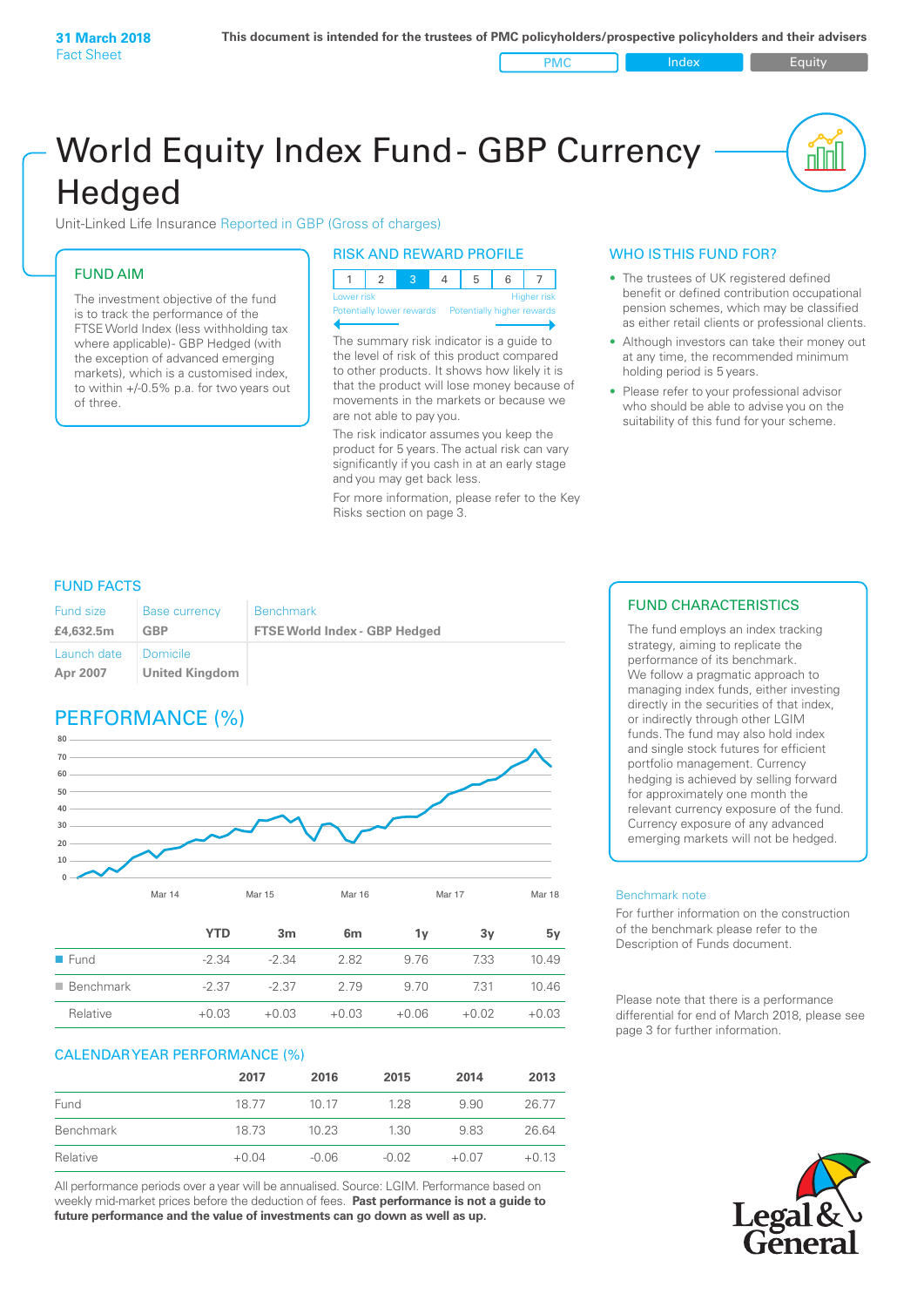**31 March 2018**
Fact Sheet

**This document is intended for the trustees of PMC policyholders/prospective policyholders and their advisers**

PMC | Index | Equity

# World Equity Index Fund - GBP Currency Hedged

Unit-Linked Life Insurance Reported in GBP (Gross of charges)

## FUND AIM

The investment objective of the fund is to track the performance of the FTSE World Index (less withholding tax where applicable)- GBP Hedged (with the exception of advanced emerging markets), which is a customised index, to within +/-0.5% p.a. for two years out of three.

## RISK AND REWARD PROFILE

| 1 | 2 | 3 | 4 | 5 | 6 | 7 |
|---|---|---|---|---|---|---|

Lower risk — Potentially lower rewards | Higher risk — Potentially higher rewards

The summary risk indicator is a guide to the level of risk of this product compared to other products. It shows how likely it is that the product will lose money because of movements in the markets or because we are not able to pay you.

The risk indicator assumes you keep the product for 5 years. The actual risk can vary significantly if you cash in at an early stage and you may get back less.

For more information, please refer to the Key Risks section on page 3.

## WHO IS THIS FUND FOR?

- The trustees of UK registered defined benefit or defined contribution occupational pension schemes, which may be classified as either retail clients or professional clients.
- Although investors can take their money out at any time, the recommended minimum holding period is 5 years.
- Please refer to your professional advisor who should be able to advise you on the suitability of this fund for your scheme.

## FUND FACTS

| Fund size | Base currency | Benchmark |
|---|---|---|
| **£4,632.5m** | **GBP** | **FTSE World Index - GBP Hedged** |
| Launch date | Domicile | |
| **Apr 2007** | **United Kingdom** | |

## PERFORMANCE (%)

| | YTD | 3m | 6m | 1y | 3y | 5y |
|---|---|---|---|---|---|---|
| Fund | -2.34 | -2.34 | 2.82 | 9.76 | 7.33 | 10.49 |
| Benchmark | -2.37 | -2.37 | 2.79 | 9.70 | 7.31 | 10.46 |
| Relative | +0.03 | +0.03 | +0.03 | +0.06 | +0.02 | +0.03 |

## CALENDAR YEAR PERFORMANCE (%)

| | 2017 | 2016 | 2015 | 2014 | 2013 |
|---|---|---|---|---|---|
| Fund | 18.77 | 10.17 | 1.28 | 9.90 | 26.77 |
| Benchmark | 18.73 | 10.23 | 1.30 | 9.83 | 26.64 |
| Relative | +0.04 | -0.06 | -0.02 | +0.07 | +0.13 |

All performance periods over a year will be annualised. Source: LGIM. Performance based on weekly mid-market prices before the deduction of fees. **Past performance is not a guide to future performance and the value of investments can go down as well as up.**

## FUND CHARACTERISTICS

The fund employs an index tracking strategy, aiming to replicate the performance of its benchmark. We follow a pragmatic approach to managing index funds, either investing directly in the securities of that index, or indirectly through other LGIM funds. The fund may also hold index and single stock futures for efficient portfolio management. Currency hedging is achieved by selling forward for approximately one month the relevant currency exposure of the fund. Currency exposure of any advanced emerging markets will not be hedged.

### Benchmark note

For further information on the construction of the benchmark please refer to the Description of Funds document.

Please note that there is a performance differential for end of March 2018, please see page 3 for further information.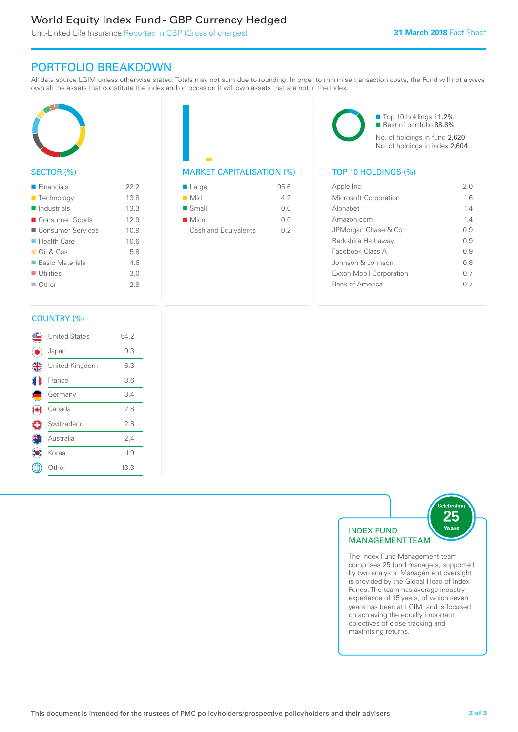# World Equity Index Fund - GBP Currency Hedged

Unit-Linked Life Insurance Reported in GBP (Gross of charges)

**31 March 2018** Fact Sheet

## PORTFOLIO BREAKDOWN

All data source LGIM unless otherwise stated. Totals may not sum due to rounding. In order to minimise transaction costs, the Fund will not always own all the assets that constitute the index and on occasion it will own assets that are not in the index.

### SECTOR (%)

| Sector | % |
|---|---|
| Financials | 22.2 |
| Technology | 13.8 |
| Industrials | 13.3 |
| Consumer Goods | 12.9 |
| Consumer Services | 10.9 |
| Health Care | 10.6 |
| Oil & Gas | 5.8 |
| Basic Materials | 4.6 |
| Utilities | 3.0 |
| Other | 2.8 |

### MARKET CAPITALISATION (%)

| Market Capitalisation | % |
|---|---|
| Large | 95.6 |
| Mid | 4.2 |
| Small | 0.0 |
| Micro | 0.0 |
| Cash and Equivalents | 0.2 |

Top 10 holdings 11.2%
Rest of portfolio 88.8%
No. of holdings in fund 2,620
No. of holdings in index 2,604

### TOP 10 HOLDINGS (%)

| Holding | % |
|---|---|
| Apple Inc | 2.0 |
| Microsoft Corporation | 1.6 |
| Alphabet | 1.4 |
| Amazon.com | 1.4 |
| JPMorgan Chase & Co | 0.9 |
| Berkshire Hathaway | 0.9 |
| Facebook Class A | 0.9 |
| Johnson & Johnson | 0.8 |
| Exxon Mobil Corporation | 0.7 |
| Bank of America | 0.7 |

### COUNTRY (%)

| Country | % |
|---|---|
| United States | 54.2 |
| Japan | 9.3 |
| United Kingdom | 6.3 |
| France | 3.6 |
| Germany | 3.4 |
| Canada | 2.8 |
| Switzerland | 2.8 |
| Australia | 2.4 |
| Korea | 1.9 |
| Other | 13.3 |

### INDEX FUND MANAGEMENT TEAM

Celebrating 25 Years

The Index Fund Management team comprises 25 fund managers, supported by two analysts. Management oversight is provided by the Global Head of Index Funds. The team has average industry experience of 15 years, of which seven years has been at LGIM, and is focused on achieving the equally important objectives of close tracking and maximising returns.

This document is intended for the trustees of PMC policyholders/prospective policyholders and their advisers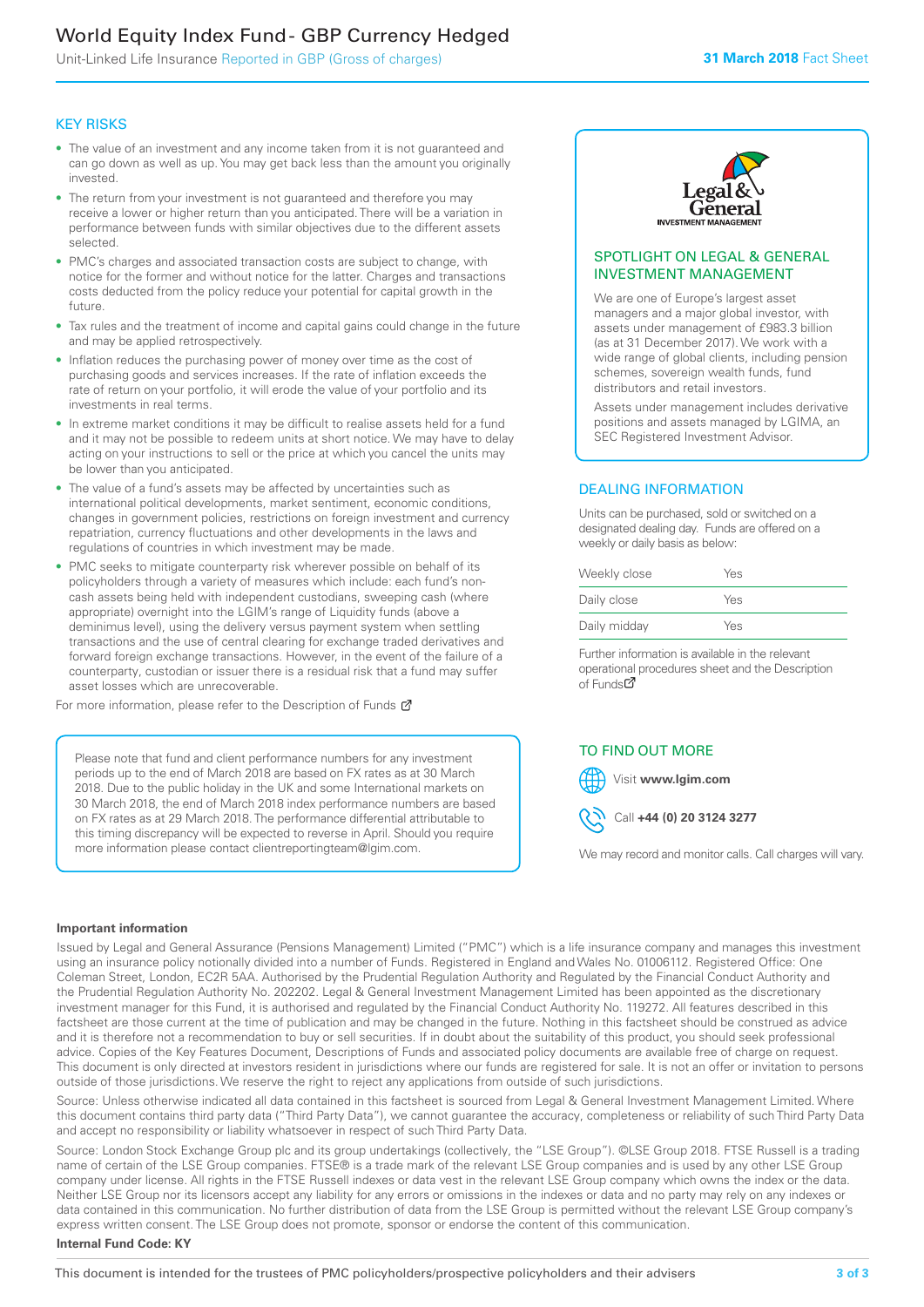# World Equity Index Fund - GBP Currency Hedged

Unit-Linked Life Insurance Reported in GBP (Gross of charges)

**31 March 2018** Fact Sheet

## KEY RISKS

- The value of an investment and any income taken from it is not guaranteed and can go down as well as up. You may get back less than the amount you originally invested.
- The return from your investment is not guaranteed and therefore you may receive a lower or higher return than you anticipated. There will be a variation in performance between funds with similar objectives due to the different assets selected.
- PMC's charges and associated transaction costs are subject to change, with notice for the former and without notice for the latter. Charges and transactions costs deducted from the policy reduce your potential for capital growth in the future.
- Tax rules and the treatment of income and capital gains could change in the future and may be applied retrospectively.
- Inflation reduces the purchasing power of money over time as the cost of purchasing goods and services increases. If the rate of inflation exceeds the rate of return on your portfolio, it will erode the value of your portfolio and its investments in real terms.
- In extreme market conditions it may be difficult to realise assets held for a fund and it may not be possible to redeem units at short notice. We may have to delay acting on your instructions to sell or the price at which you cancel the units may be lower than you anticipated.
- The value of a fund's assets may be affected by uncertainties such as international political developments, market sentiment, economic conditions, changes in government policies, restrictions on foreign investment and currency repatriation, currency fluctuations and other developments in the laws and regulations of countries in which investment may be made.
- PMC seeks to mitigate counterparty risk wherever possible on behalf of its policyholders through a variety of measures which include: each fund's non-cash assets being held with independent custodians, sweeping cash (where appropriate) overnight into the LGIM's range of Liquidity funds (above a deminimus level), using the delivery versus payment system when settling transactions and the use of central clearing for exchange traded derivatives and forward foreign exchange transactions. However, in the event of the failure of a counterparty, custodian or issuer there is a residual risk that a fund may suffer asset losses which are unrecoverable.

For more information, please refer to the Description of Funds

Please note that fund and client performance numbers for any investment periods up to the end of March 2018 are based on FX rates as at 30 March 2018. Due to the public holiday in the UK and some International markets on 30 March 2018, the end of March 2018 index performance numbers are based on FX rates as at 29 March 2018. The performance differential attributable to this timing discrepancy will be expected to reverse in April. Should you require more information please contact clientreportingteam@lgim.com.

Legal & General INVESTMENT MANAGEMENT

## SPOTLIGHT ON LEGAL & GENERAL INVESTMENT MANAGEMENT

We are one of Europe's largest asset managers and a major global investor, with assets under management of £983.3 billion (as at 31 December 2017). We work with a wide range of global clients, including pension schemes, sovereign wealth funds, fund distributors and retail investors.

Assets under management includes derivative positions and assets managed by LGIMA, an SEC Registered Investment Advisor.

## DEALING INFORMATION

Units can be purchased, sold or switched on a designated dealing day. Funds are offered on a weekly or daily basis as below:

| | |
|---|---|
| Weekly close | Yes |
| Daily close | Yes |
| Daily midday | Yes |

Further information is available in the relevant operational procedures sheet and the Description of Funds

## TO FIND OUT MORE

Visit **www.lgim.com**

Call **+44 (0) 20 3124 3277**

We may record and monitor calls. Call charges will vary.

**Important information**

Issued by Legal and General Assurance (Pensions Management) Limited ("PMC") which is a life insurance company and manages this investment using an insurance policy notionally divided into a number of Funds. Registered in England and Wales No. 01006112. Registered Office: One Coleman Street, London, EC2R 5AA. Authorised by the Prudential Regulation Authority and Regulated by the Financial Conduct Authority and the Prudential Regulation Authority No. 202202. Legal & General Investment Management Limited has been appointed as the discretionary investment manager for this Fund, it is authorised and regulated by the Financial Conduct Authority No. 119272. All features described in this factsheet are those current at the time of publication and may be changed in the future. Nothing in this factsheet should be construed as advice and it is therefore not a recommendation to buy or sell securities. If in doubt about the suitability of this product, you should seek professional advice. Copies of the Key Features Document, Descriptions of Funds and associated policy documents are available free of charge on request. This document is only directed at investors resident in jurisdictions where our funds are registered for sale. It is not an offer or invitation to persons outside of those jurisdictions. We reserve the right to reject any applications from outside of such jurisdictions.

Source: Unless otherwise indicated all data contained in this factsheet is sourced from Legal & General Investment Management Limited. Where this document contains third party data ("Third Party Data"), we cannot guarantee the accuracy, completeness or reliability of such Third Party Data and accept no responsibility or liability whatsoever in respect of such Third Party Data.

Source: London Stock Exchange Group plc and its group undertakings (collectively, the "LSE Group"). ©LSE Group 2018. FTSE Russell is a trading name of certain of the LSE Group companies. FTSE® is a trade mark of the relevant LSE Group companies and is used by any other LSE Group company under license. All rights in the FTSE Russell indexes or data vest in the relevant LSE Group company which owns the index or the data. Neither LSE Group nor its licensors accept any liability for any errors or omissions in the indexes or data and no party may rely on any indexes or data contained in this communication. No further distribution of data from the LSE Group is permitted without the relevant LSE Group company's express written consent. The LSE Group does not promote, sponsor or endorse the content of this communication.

**Internal Fund Code: KY**

This document is intended for the trustees of PMC policyholders/prospective policyholders and their advisers